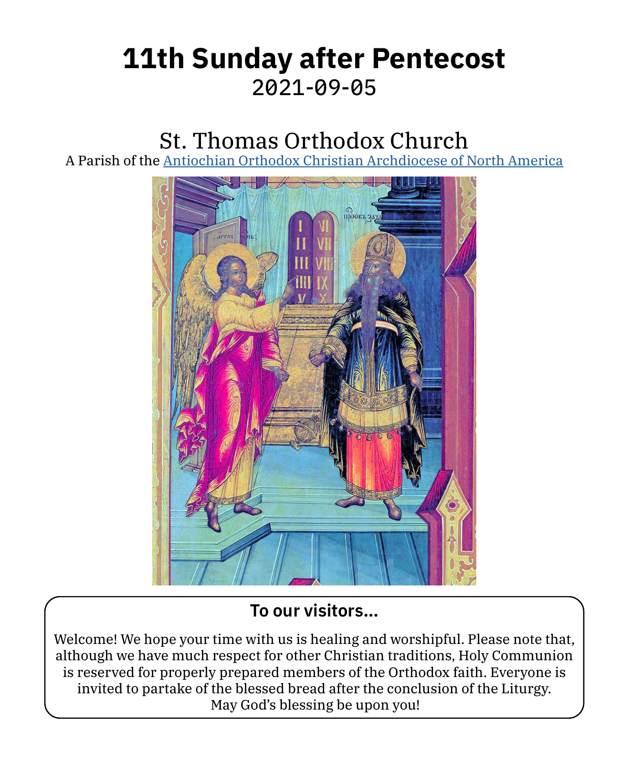# 11th Sunday after Pentecost

2021-09-05

## St. Thomas Orthodox Church

A Parish of the [Antiochian Orthodox Christian Archdiocese of North America]

### To our visitors...

Welcome! We hope your time with us is healing and worshipful. Please note that, although we have much respect for other Christian traditions, Holy Communion is reserved for properly prepared members of the Orthodox faith. Everyone is invited to partake of the blessed bread after the conclusion of the Liturgy. May God's blessing be upon you!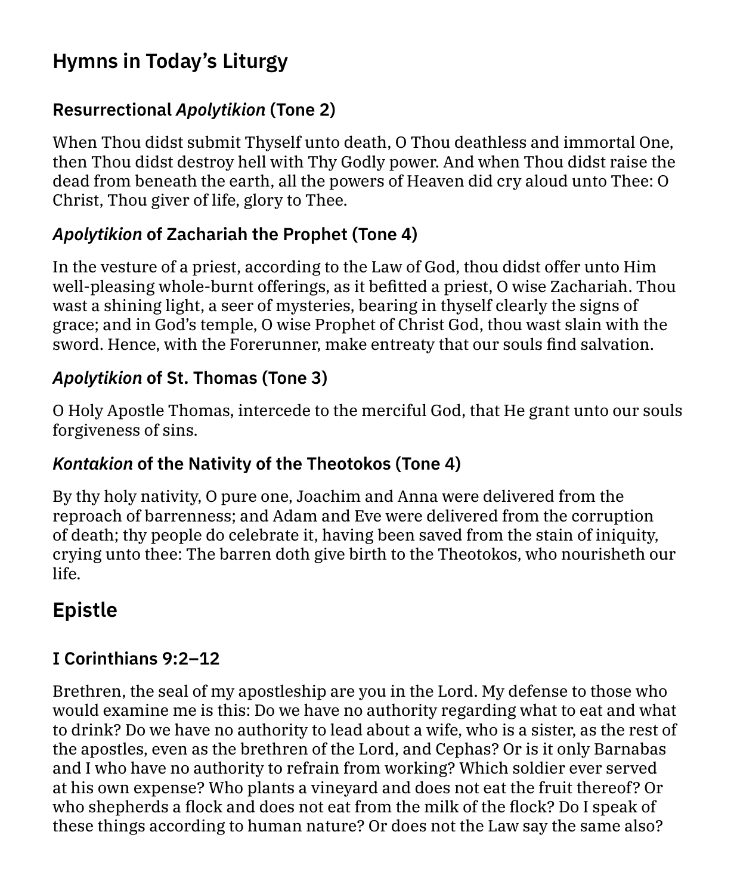## Hymns in Today's Liturgy

### Resurrectional *Apolytikion* (Tone 2)

When Thou didst submit Thyself unto death, O Thou deathless and immortal One, then Thou didst destroy hell with Thy Godly power. And when Thou didst raise the dead from beneath the earth, all the powers of Heaven did cry aloud unto Thee: O Christ, Thou giver of life, glory to Thee.

### *Apolytikion* of Zachariah the Prophet (Tone 4)

In the vesture of a priest, according to the Law of God, thou didst offer unto Him well-pleasing whole-burnt offerings, as it befitted a priest, O wise Zachariah. Thou wast a shining light, a seer of mysteries, bearing in thyself clearly the signs of grace; and in God's temple, O wise Prophet of Christ God, thou wast slain with the sword. Hence, with the Forerunner, make entreaty that our souls find salvation.

### *Apolytikion* of St. Thomas (Tone 3)

O Holy Apostle Thomas, intercede to the merciful God, that He grant unto our souls forgiveness of sins.

### *Kontakion* of the Nativity of the Theotokos (Tone 4)

By thy holy nativity, O pure one, Joachim and Anna were delivered from the reproach of barrenness; and Adam and Eve were delivered from the corruption of death; thy people do celebrate it, having been saved from the stain of iniquity, crying unto thee: The barren doth give birth to the Theotokos, who nourisheth our life.

## Epistle

### I Corinthians 9:2–12

Brethren, the seal of my apostleship are you in the Lord. My defense to those who would examine me is this: Do we have no authority regarding what to eat and what to drink? Do we have no authority to lead about a wife, who is a sister, as the rest of the apostles, even as the brethren of the Lord, and Cephas? Or is it only Barnabas and I who have no authority to refrain from working? Which soldier ever served at his own expense? Who plants a vineyard and does not eat the fruit thereof? Or who shepherds a flock and does not eat from the milk of the flock? Do I speak of these things according to human nature? Or does not the Law say the same also?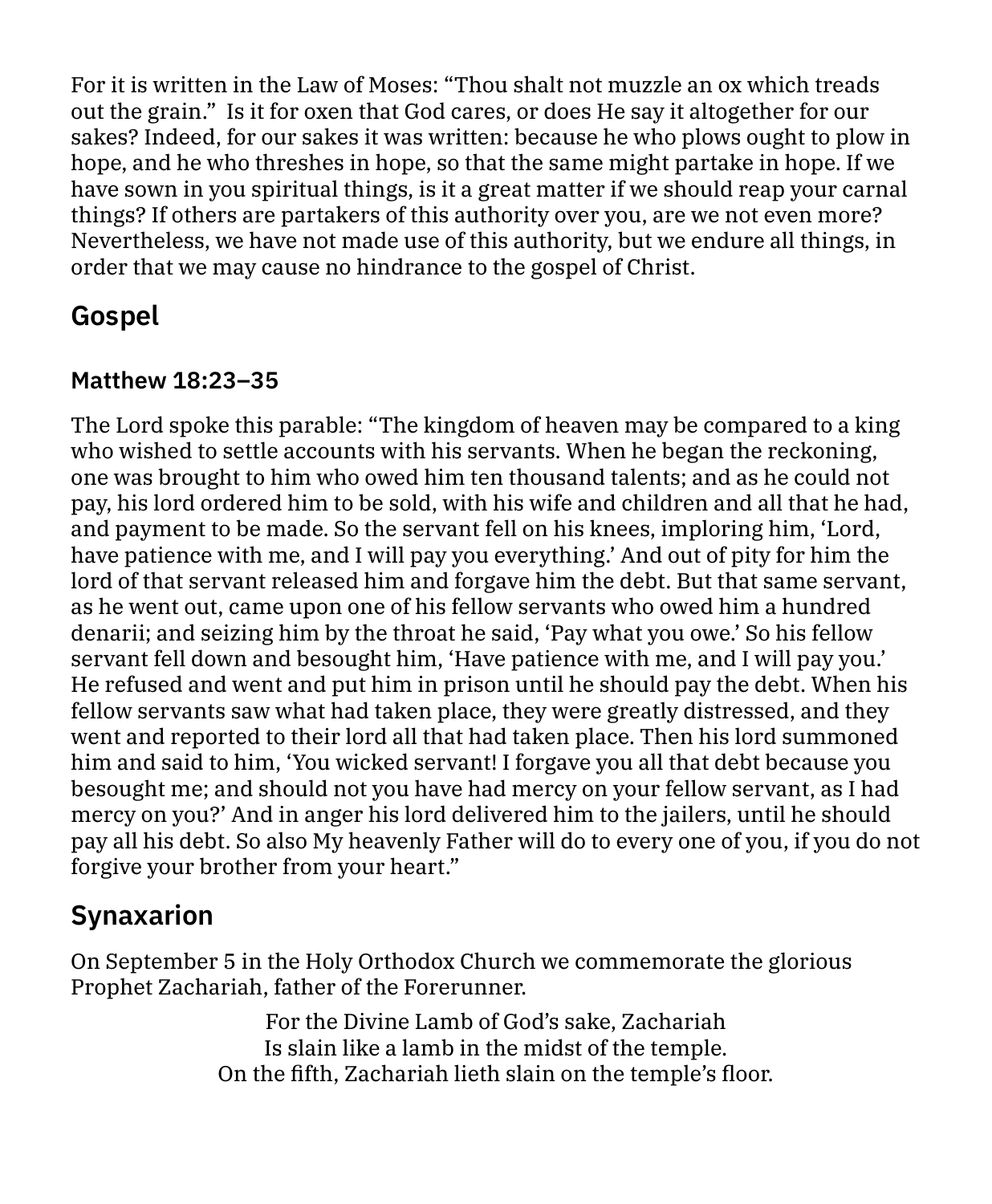For it is written in the Law of Moses: "Thou shalt not muzzle an ox which treads out the grain." Is it for oxen that God cares, or does He say it altogether for our sakes? Indeed, for our sakes it was written: because he who plows ought to plow in hope, and he who threshes in hope, so that the same might partake in hope. If we have sown in you spiritual things, is it a great matter if we should reap your carnal things? If others are partakers of this authority over you, are we not even more? Nevertheless, we have not made use of this authority, but we endure all things, in order that we may cause no hindrance to the gospel of Christ.

## Gospel

### Matthew 18:23–35

The Lord spoke this parable: "The kingdom of heaven may be compared to a king who wished to settle accounts with his servants. When he began the reckoning, one was brought to him who owed him ten thousand talents; and as he could not pay, his lord ordered him to be sold, with his wife and children and all that he had, and payment to be made. So the servant fell on his knees, imploring him, 'Lord, have patience with me, and I will pay you everything.' And out of pity for him the lord of that servant released him and forgave him the debt. But that same servant, as he went out, came upon one of his fellow servants who owed him a hundred denarii; and seizing him by the throat he said, 'Pay what you owe.' So his fellow servant fell down and besought him, 'Have patience with me, and I will pay you.' He refused and went and put him in prison until he should pay the debt. When his fellow servants saw what had taken place, they were greatly distressed, and they went and reported to their lord all that had taken place. Then his lord summoned him and said to him, 'You wicked servant! I forgave you all that debt because you besought me; and should not you have had mercy on your fellow servant, as I had mercy on you?' And in anger his lord delivered him to the jailers, until he should pay all his debt. So also My heavenly Father will do to every one of you, if you do not forgive your brother from your heart."

## Synaxarion

On September 5 in the Holy Orthodox Church we commemorate the glorious Prophet Zachariah, father of the Forerunner.

For the Divine Lamb of God's sake, Zachariah
Is slain like a lamb in the midst of the temple.
On the fifth, Zachariah lieth slain on the temple's floor.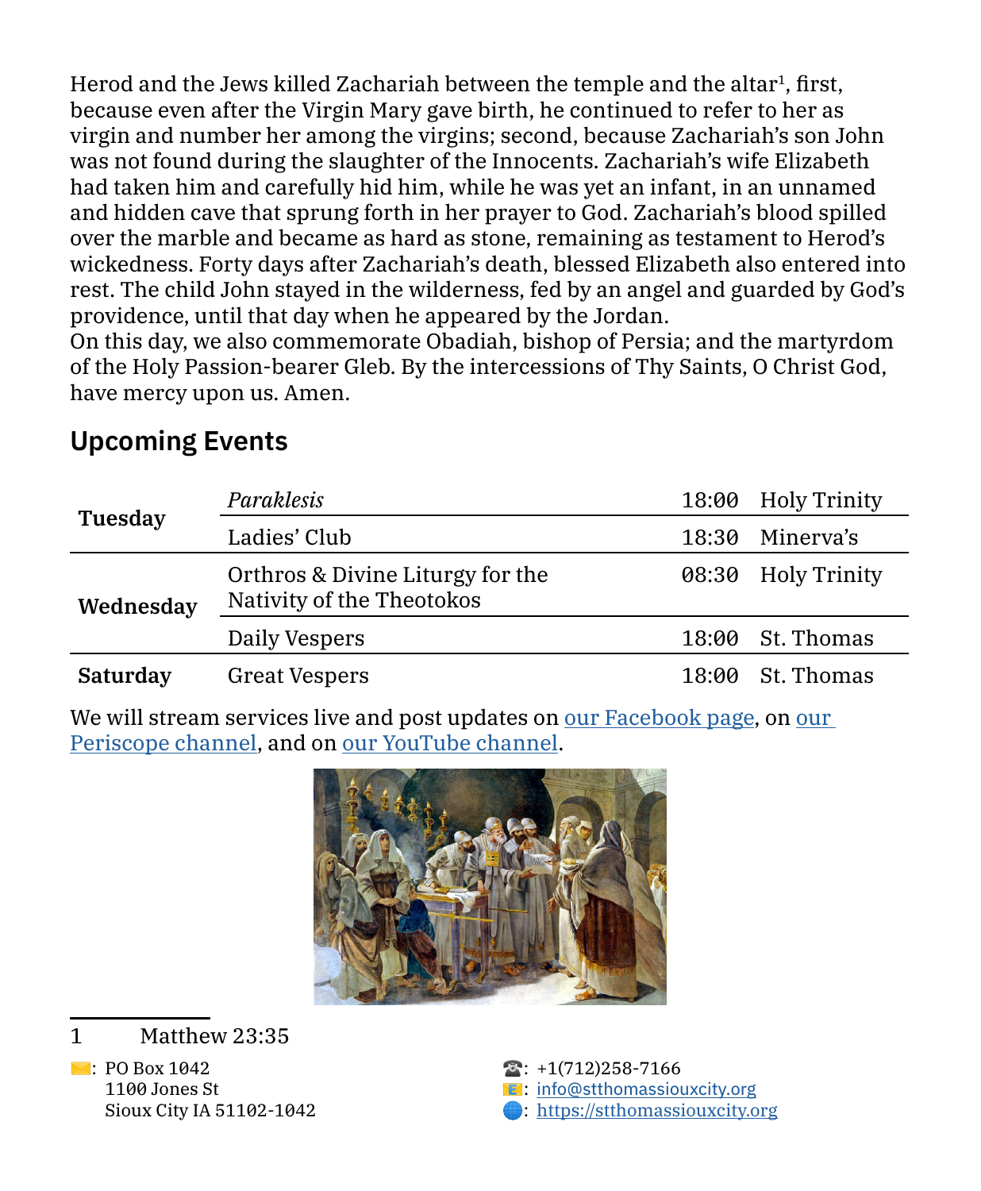Herod and the Jews killed Zachariah between the temple and the altar[1], first, because even after the Virgin Mary gave birth, he continued to refer to her as virgin and number her among the virgins; second, because Zachariah's son John was not found during the slaughter of the Innocents. Zachariah's wife Elizabeth had taken him and carefully hid him, while he was yet an infant, in an unnamed and hidden cave that sprung forth in her prayer to God. Zachariah's blood spilled over the marble and became as hard as stone, remaining as testament to Herod's wickedness. Forty days after Zachariah's death, blessed Elizabeth also entered into rest. The child John stayed in the wilderness, fed by an angel and guarded by God's providence, until that day when he appeared by the Jordan.
On this day, we also commemorate Obadiah, bishop of Persia; and the martyrdom of the Holy Passion-bearer Gleb. By the intercessions of Thy Saints, O Christ God, have mercy upon us. Amen.

## Upcoming Events

| | | | |
|---|---|---|---|
| **Tuesday** | *Paraklesis* | 18:00 | Holy Trinity |
| | Ladies' Club | 18:30 | Minerva's |
| **Wednesday** | Orthros & Divine Liturgy for the Nativity of the Theotokos | 08:30 | Holy Trinity |
| | Daily Vespers | 18:00 | St. Thomas |
| **Saturday** | Great Vespers | 18:00 | St. Thomas |

We will stream services live and post updates on our Facebook page, on our Periscope channel, and on our YouTube channel.

1 Matthew 23:35

✉️: PO Box 1042
1100 Jones St
Sioux City IA 51102-1042

☎: +1(712)258-7166
📧: info@stthomassiouxcity.org
🌐: https://stthomassiouxcity.org